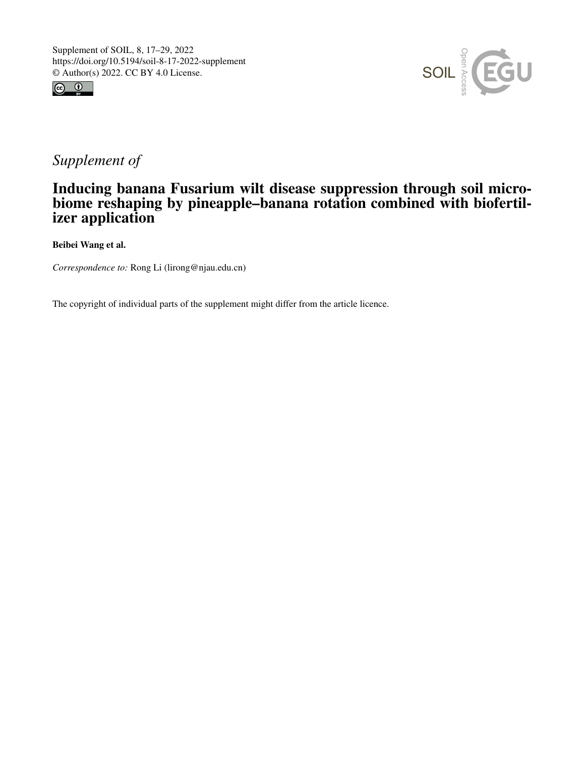Supplement of SOIL, 8, 17–29, 2022
https://doi.org/10.5194/soil-8-17-2022-supplement
© Author(s) 2022. CC BY 4.0 License.

*Supplement of*

# Inducing banana Fusarium wilt disease suppression through soil microbiome reshaping by pineapple–banana rotation combined with biofertilizer application

**Beibei Wang et al.**

*Correspondence to:* Rong Li (lirong@njau.edu.cn)

The copyright of individual parts of the supplement might differ from the article licence.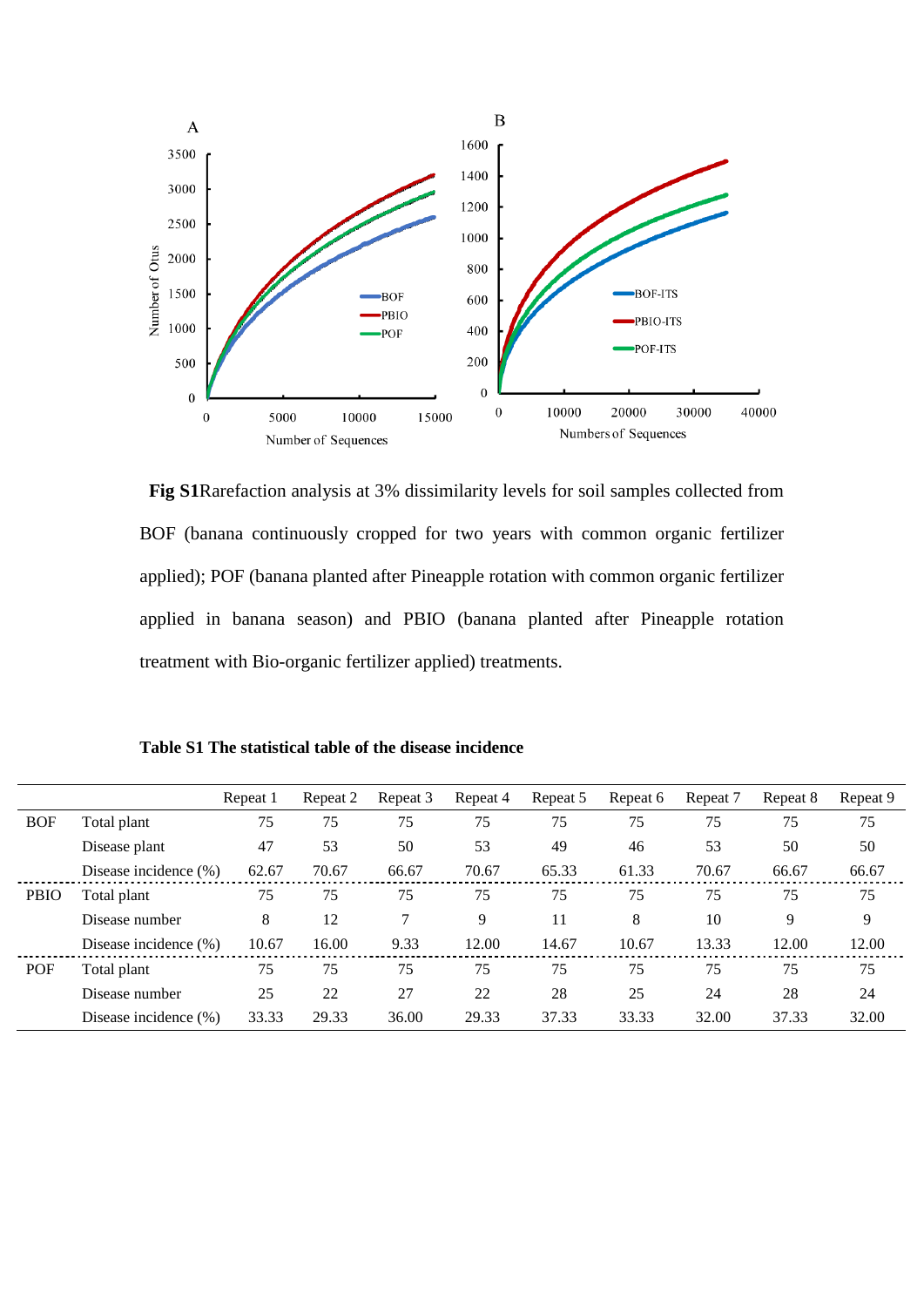**Fig S1**Rarefaction analysis at 3% dissimilarity levels for soil samples collected from BOF (banana continuously cropped for two years with common organic fertilizer applied); POF (banana planted after Pineapple rotation with common organic fertilizer applied in banana season) and PBIO (banana planted after Pineapple rotation treatment with Bio-organic fertilizer applied) treatments.

**Table S1 The statistical table of the disease incidence**

| | | Repeat 1 | Repeat 2 | Repeat 3 | Repeat 4 | Repeat 5 | Repeat 6 | Repeat 7 | Repeat 8 | Repeat 9 |
|---|---|---|---|---|---|---|---|---|---|---|
| BOF | Total plant | 75 | 75 | 75 | 75 | 75 | 75 | 75 | 75 | 75 |
| | Disease plant | 47 | 53 | 50 | 53 | 49 | 46 | 53 | 50 | 50 |
| | Disease incidence (%) | 62.67 | 70.67 | 66.67 | 70.67 | 65.33 | 61.33 | 70.67 | 66.67 | 66.67 |
| PBIO | Total plant | 75 | 75 | 75 | 75 | 75 | 75 | 75 | 75 | 75 |
| | Disease number | 8 | 12 | 7 | 9 | 11 | 8 | 10 | 9 | 9 |
| | Disease incidence (%) | 10.67 | 16.00 | 9.33 | 12.00 | 14.67 | 10.67 | 13.33 | 12.00 | 12.00 |
| POF | Total plant | 75 | 75 | 75 | 75 | 75 | 75 | 75 | 75 | 75 |
| | Disease number | 25 | 22 | 27 | 22 | 28 | 25 | 24 | 28 | 24 |
| | Disease incidence (%) | 33.33 | 29.33 | 36.00 | 29.33 | 37.33 | 33.33 | 32.00 | 37.33 | 32.00 |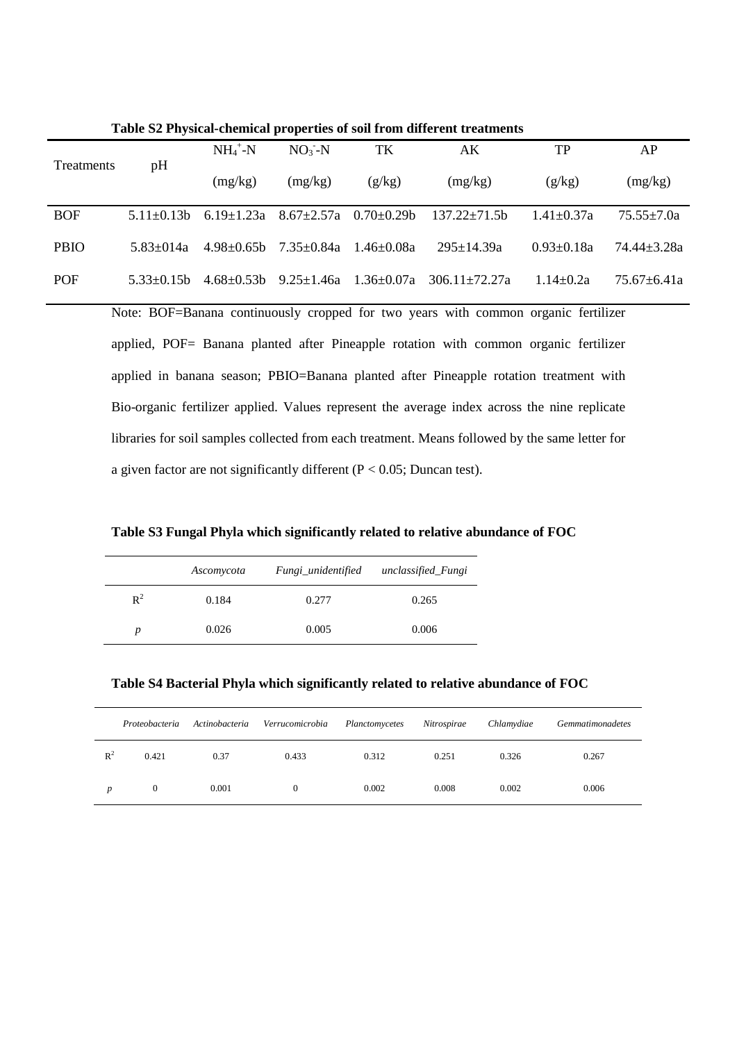**Table S2 Physical-chemical properties of soil from different treatments**

| Treatments | pH | $NH_4^+$-N (mg/kg) | $NO_3^-$-N (mg/kg) | TK (g/kg) | AK (mg/kg) | TP (g/kg) | AP (mg/kg) |
|---|---|---|---|---|---|---|---|
| BOF | 5.11±0.13b | 6.19±1.23a | 8.67±2.57a | 0.70±0.29b | 137.22±71.5b | 1.41±0.37a | 75.55±7.0a |
| PBIO | 5.83±014a | 4.98±0.65b | 7.35±0.84a | 1.46±0.08a | 295±14.39a | 0.93±0.18a | 74.44±3.28a |
| POF | 5.33±0.15b | 4.68±0.53b | 9.25±1.46a | 1.36±0.07a | 306.11±72.27a | 1.14±0.2a | 75.67±6.41a |

Note: BOF=Banana continuously cropped for two years with common organic fertilizer applied, POF= Banana planted after Pineapple rotation with common organic fertilizer applied in banana season; PBIO=Banana planted after Pineapple rotation treatment with Bio-organic fertilizer applied. Values represent the average index across the nine replicate libraries for soil samples collected from each treatment. Means followed by the same letter for a given factor are not significantly different ($P < 0.05$; Duncan test).

**Table S3 Fungal Phyla which significantly related to relative abundance of FOC**

| | *Ascomycota* | *Fungi_unidentified* | *unclassified_Fungi* |
|---|---|---|---|
| $R^2$ | 0.184 | 0.277 | 0.265 |
| $p$ | 0.026 | 0.005 | 0.006 |

**Table S4 Bacterial Phyla which significantly related to relative abundance of FOC**

| | *Proteobacteria* | *Actinobacteria* | *Verrucomicrobia* | *Planctomycetes* | *Nitrospirae* | *Chlamydiae* | *Gemmatimonadetes* |
|---|---|---|---|---|---|---|---|
| $R^2$ | 0.421 | 0.37 | 0.433 | 0.312 | 0.251 | 0.326 | 0.267 |
| $p$ | 0 | 0.001 | 0 | 0.002 | 0.008 | 0.002 | 0.006 |